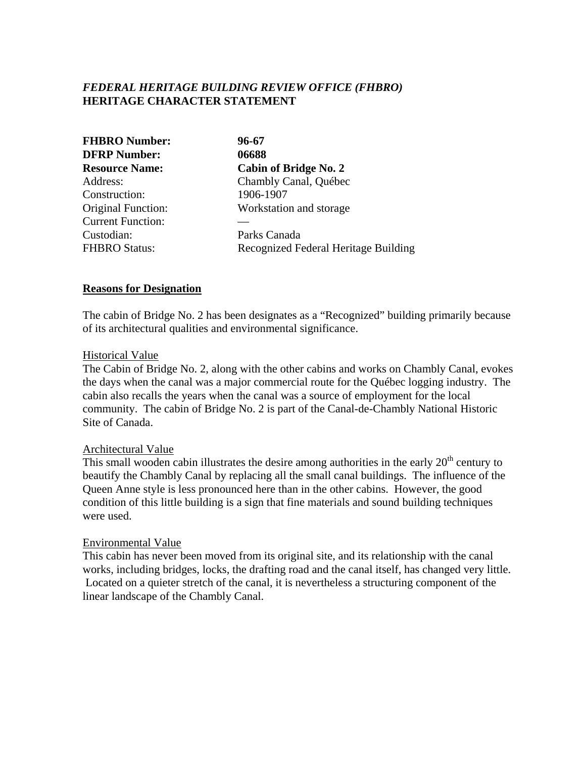***FEDERAL HERITAGE BUILDING REVIEW OFFICE (FHBRO)***
**HERITAGE CHARACTER STATEMENT**

| | |
|---|---|
| **FHBRO Number:** | **96-67** |
| **DFRP Number:** | **06688** |
| **Resource Name:** | **Cabin of Bridge No. 2** |
| Address: | Chambly Canal, Québec |
| Construction: | 1906-1907 |
| Original Function: | Workstation and storage |
| Current Function: | — |
| Custodian: | Parks Canada |
| FHBRO Status: | Recognized Federal Heritage Building |

## Reasons for Designation

The cabin of Bridge No. 2 has been designates as a “Recognized” building primarily because of its architectural qualities and environmental significance.

### Historical Value

The Cabin of Bridge No. 2, along with the other cabins and works on Chambly Canal, evokes the days when the canal was a major commercial route for the Québec logging industry. The cabin also recalls the years when the canal was a source of employment for the local community. The cabin of Bridge No. 2 is part of the Canal-de-Chambly National Historic Site of Canada.

### Architectural Value

This small wooden cabin illustrates the desire among authorities in the early 20th century to beautify the Chambly Canal by replacing all the small canal buildings. The influence of the Queen Anne style is less pronounced here than in the other cabins. However, the good condition of this little building is a sign that fine materials and sound building techniques were used.

### Environmental Value

This cabin has never been moved from its original site, and its relationship with the canal works, including bridges, locks, the drafting road and the canal itself, has changed very little. Located on a quieter stretch of the canal, it is nevertheless a structuring component of the linear landscape of the Chambly Canal.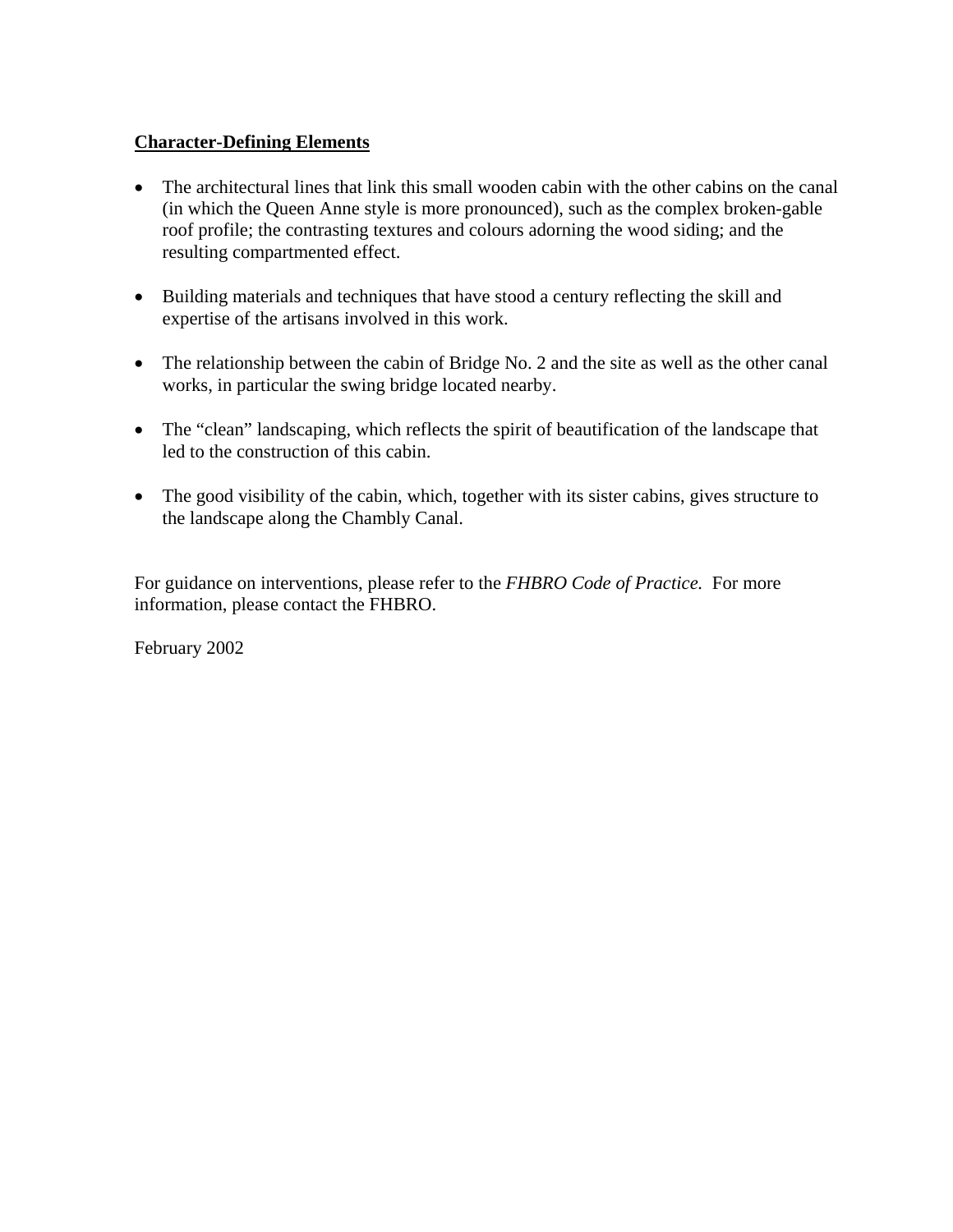**Character-Defining Elements**

- The architectural lines that link this small wooden cabin with the other cabins on the canal (in which the Queen Anne style is more pronounced), such as the complex broken-gable roof profile; the contrasting textures and colours adorning the wood siding; and the resulting compartmented effect.
- Building materials and techniques that have stood a century reflecting the skill and expertise of the artisans involved in this work.
- The relationship between the cabin of Bridge No. 2 and the site as well as the other canal works, in particular the swing bridge located nearby.
- The “clean” landscaping, which reflects the spirit of beautification of the landscape that led to the construction of this cabin.
- The good visibility of the cabin, which, together with its sister cabins, gives structure to the landscape along the Chambly Canal.

For guidance on interventions, please refer to the *FHBRO Code of Practice.* For more information, please contact the FHBRO.

February 2002